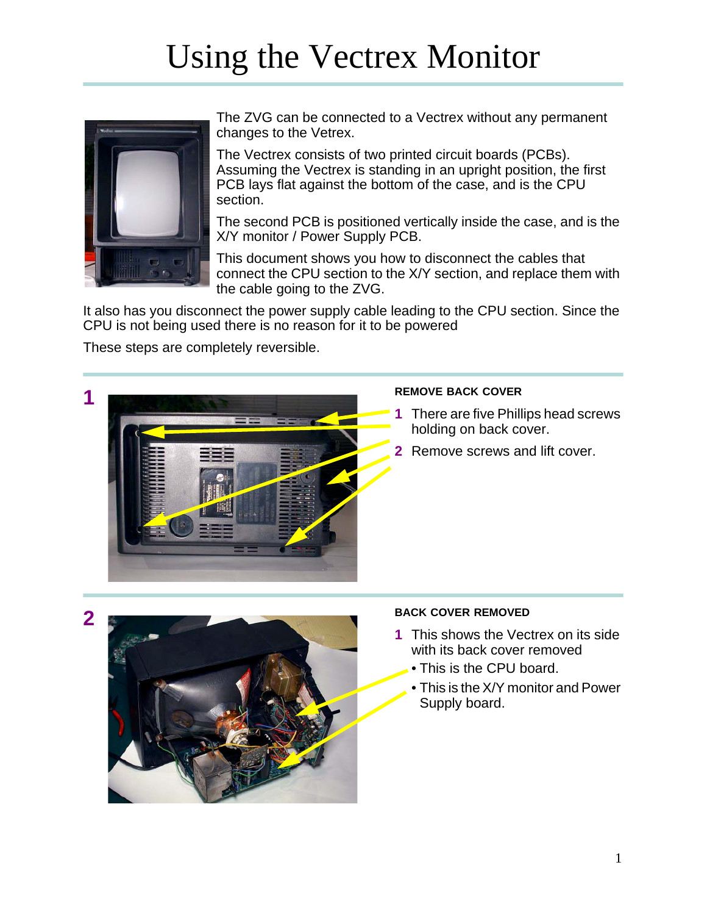# Using the Vectrex Monitor

The ZVG can be connected to a Vectrex without any permanent changes to the Vetrex.

The Vectrex consists of two printed circuit boards (PCBs). Assuming the Vectrex is standing in an upright position, the first PCB lays flat against the bottom of the case, and is the CPU section.

The second PCB is positioned vertically inside the case, and is the X/Y monitor / Power Supply PCB.

This document shows you how to disconnect the cables that connect the CPU section to the X/Y section, and replace them with the cable going to the ZVG.

It also has you disconnect the power supply cable leading to the CPU section. Since the CPU is not being used there is no reason for it to be powered

These steps are completely reversible.

## 1

**REMOVE BACK COVER**

1. There are five Phillips head screws holding on back cover.
2. Remove screws and lift cover.

## 2

**BACK COVER REMOVED**

1. This shows the Vectrex on its side with its back cover removed
   - This is the CPU board.
   - This is the X/Y monitor and Power Supply board.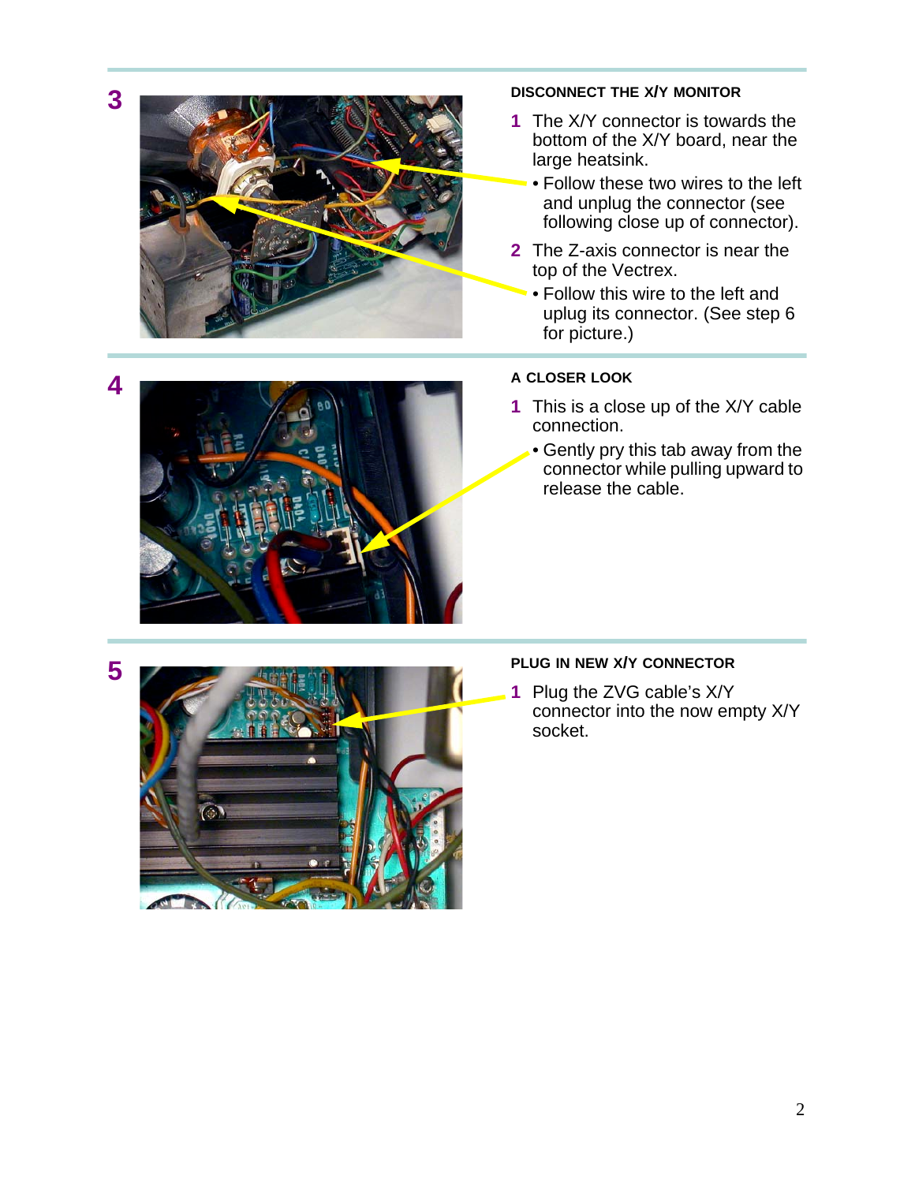## 3

### DISCONNECT THE X/Y MONITOR

1. The X/Y connector is towards the bottom of the X/Y board, near the large heatsink.
   - Follow these two wires to the left and unplug the connector (see following close up of connector).
2. The Z-axis connector is near the top of the Vectrex.
   - Follow this wire to the left and uplug its connector. (See step 6 for picture.)

## 4

### A CLOSER LOOK

1. This is a close up of the X/Y cable connection.
   - Gently pry this tab away from the connector while pulling upward to release the cable.

## 5

### PLUG IN NEW X/Y CONNECTOR

1. Plug the ZVG cable's X/Y connector into the now empty X/Y socket.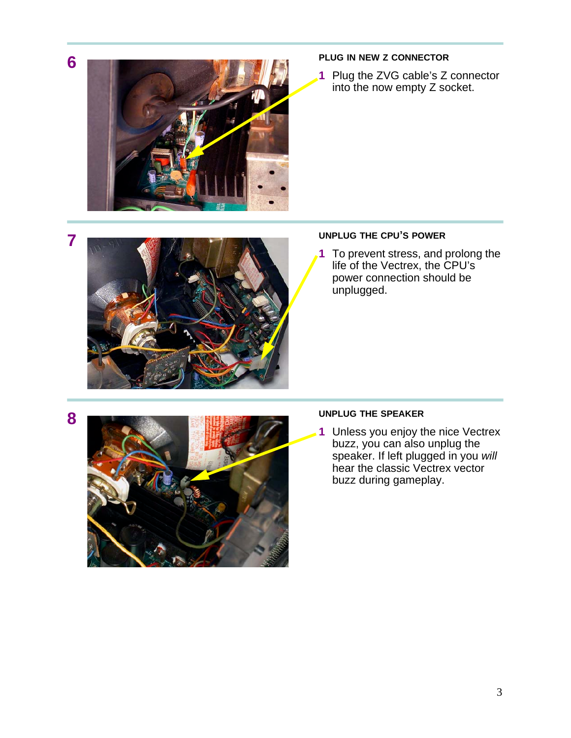**6**

### PLUG IN NEW Z CONNECTOR

1. Plug the ZVG cable's Z connector into the now empty Z socket.

**7**

### UNPLUG THE CPU'S POWER

1. To prevent stress, and prolong the life of the Vectrex, the CPU's power connection should be unplugged.

**8**

### UNPLUG THE SPEAKER

1. Unless you enjoy the nice Vectrex buzz, you can also unplug the speaker. If left plugged in you *will* hear the classic Vectrex vector buzz during gameplay.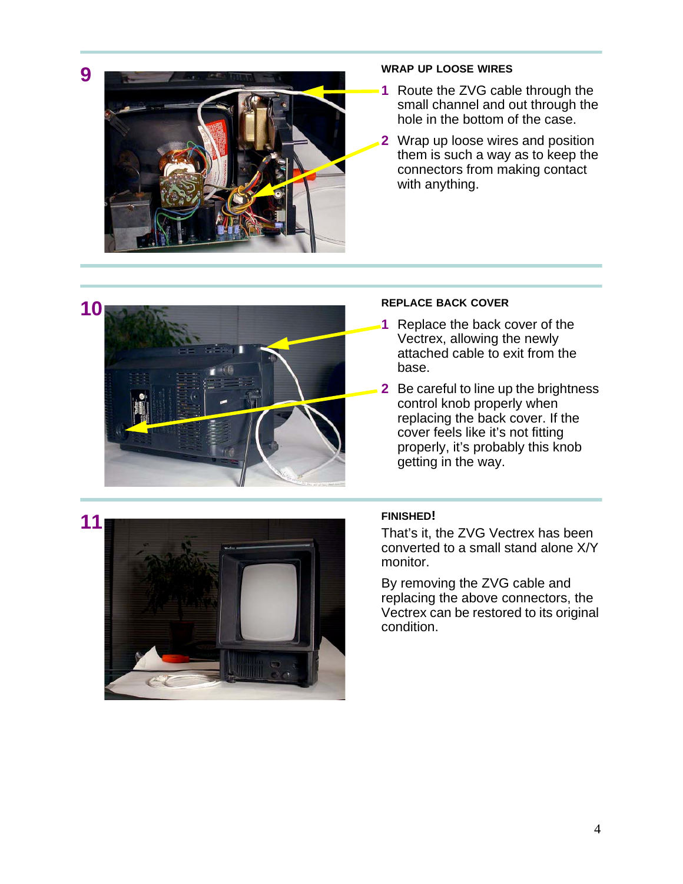9

### WRAP UP LOOSE WIRES

1 Route the ZVG cable through the small channel and out through the hole in the bottom of the case.

2 Wrap up loose wires and position them is such a way as to keep the connectors from making contact with anything.

10

### REPLACE BACK COVER

1 Replace the back cover of the Vectrex, allowing the newly attached cable to exit from the base.

2 Be careful to line up the brightness control knob properly when replacing the back cover. If the cover feels like it's not fitting properly, it's probably this knob getting in the way.

11

### FINISHED!

That's it, the ZVG Vectrex has been converted to a small stand alone X/Y monitor.

By removing the ZVG cable and replacing the above connectors, the Vectrex can be restored to its original condition.